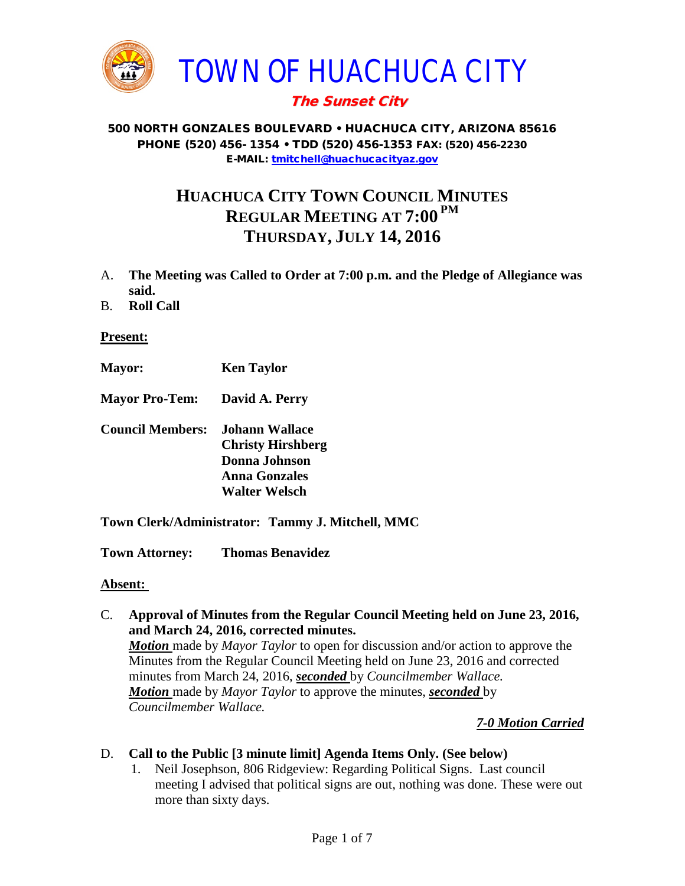# TOWN OF HUACHUCA CITY

***The Sunset City***

**500 NORTH GONZALES BOULEVARD • HUACHUCA CITY, ARIZONA 85616**
**PHONE (520) 456- 1354 • TDD (520) 456-1353 FAX: (520) 456-2230**
**E-MAIL: tmitchell@huachucacityaz.gov**

## HUACHUCA CITY TOWN COUNCIL MINUTES
## REGULAR MEETING AT 7:00 PM
## THURSDAY, JULY 14, 2016

A. **The Meeting was Called to Order at 7:00 p.m. and the Pledge of Allegiance was said.**

B. **Roll Call**

**Present:**

**Mayor:** **Ken Taylor**

**Mayor Pro-Tem:** **David A. Perry**

**Council Members:** **Johann Wallace**
**Christy Hirshberg**
**Donna Johnson**
**Anna Gonzales**
**Walter Welsch**

**Town Clerk/Administrator: Tammy J. Mitchell, MMC**

**Town Attorney:** **Thomas Benavidez**

**Absent:**

C. **Approval of Minutes from the Regular Council Meeting held on June 23, 2016, and March 24, 2016, corrected minutes.**
***Motion*** made by *Mayor Taylor* to open for discussion and/or action to approve the Minutes from the Regular Council Meeting held on June 23, 2016 and corrected minutes from March 24, 2016, ***seconded*** by *Councilmember Wallace.*
***Motion*** made by *Mayor Taylor* to approve the minutes, ***seconded*** by *Councilmember Wallace.*

***7-0 Motion Carried***

D. **Call to the Public [3 minute limit] Agenda Items Only. (See below)**
1. Neil Josephson, 806 Ridgeview: Regarding Political Signs. Last council meeting I advised that political signs are out, nothing was done. These were out more than sixty days.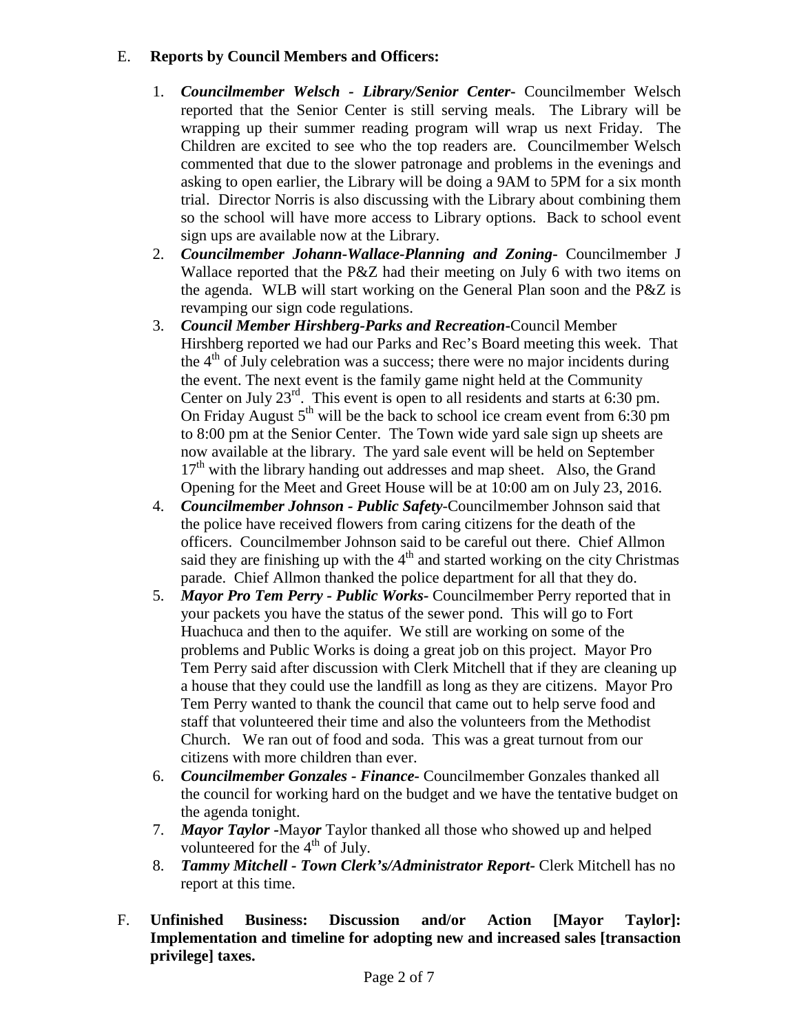E. **Reports by Council Members and Officers:**

1. ***Councilmember Welsch - Library/Senior Center-*** Councilmember Welsch reported that the Senior Center is still serving meals. The Library will be wrapping up their summer reading program will wrap us next Friday. The Children are excited to see who the top readers are. Councilmember Welsch commented that due to the slower patronage and problems in the evenings and asking to open earlier, the Library will be doing a 9AM to 5PM for a six month trial. Director Norris is also discussing with the Library about combining them so the school will have more access to Library options. Back to school event sign ups are available now at the Library.
2. ***Councilmember Johann-Wallace-Planning and Zoning-*** Councilmember J Wallace reported that the P&Z had their meeting on July 6 with two items on the agenda. WLB will start working on the General Plan soon and the P&Z is revamping our sign code regulations.
3. ***Council Member Hirshberg-Parks and Recreation-***Council Member Hirshberg reported we had our Parks and Rec's Board meeting this week. That the 4th of July celebration was a success; there were no major incidents during the event. The next event is the family game night held at the Community Center on July 23rd. This event is open to all residents and starts at 6:30 pm. On Friday August 5th will be the back to school ice cream event from 6:30 pm to 8:00 pm at the Senior Center. The Town wide yard sale sign up sheets are now available at the library. The yard sale event will be held on September 17th with the library handing out addresses and map sheet. Also, the Grand Opening for the Meet and Greet House will be at 10:00 am on July 23, 2016.
4. ***Councilmember Johnson - Public Safety-***Councilmember Johnson said that the police have received flowers from caring citizens for the death of the officers. Councilmember Johnson said to be careful out there. Chief Allmon said they are finishing up with the 4th and started working on the city Christmas parade. Chief Allmon thanked the police department for all that they do.
5. ***Mayor Pro Tem Perry - Public Works-*** Councilmember Perry reported that in your packets you have the status of the sewer pond. This will go to Fort Huachuca and then to the aquifer. We still are working on some of the problems and Public Works is doing a great job on this project. Mayor Pro Tem Perry said after discussion with Clerk Mitchell that if they are cleaning up a house that they could use the landfill as long as they are citizens. Mayor Pro Tem Perry wanted to thank the council that came out to help serve food and staff that volunteered their time and also the volunteers from the Methodist Church. We ran out of food and soda. This was a great turnout from our citizens with more children than ever.
6. ***Councilmember Gonzales - Finance-*** Councilmember Gonzales thanked all the council for working hard on the budget and we have the tentative budget on the agenda tonight.
7. ***Mayor Taylor -***May***or*** Taylor thanked all those who showed up and helped volunteered for the 4th of July.
8. ***Tammy Mitchell - Town Clerk's/Administrator Report-*** Clerk Mitchell has no report at this time.

F. **Unfinished Business: Discussion and/or Action [Mayor Taylor]: Implementation and timeline for adopting new and increased sales [transaction privilege] taxes.**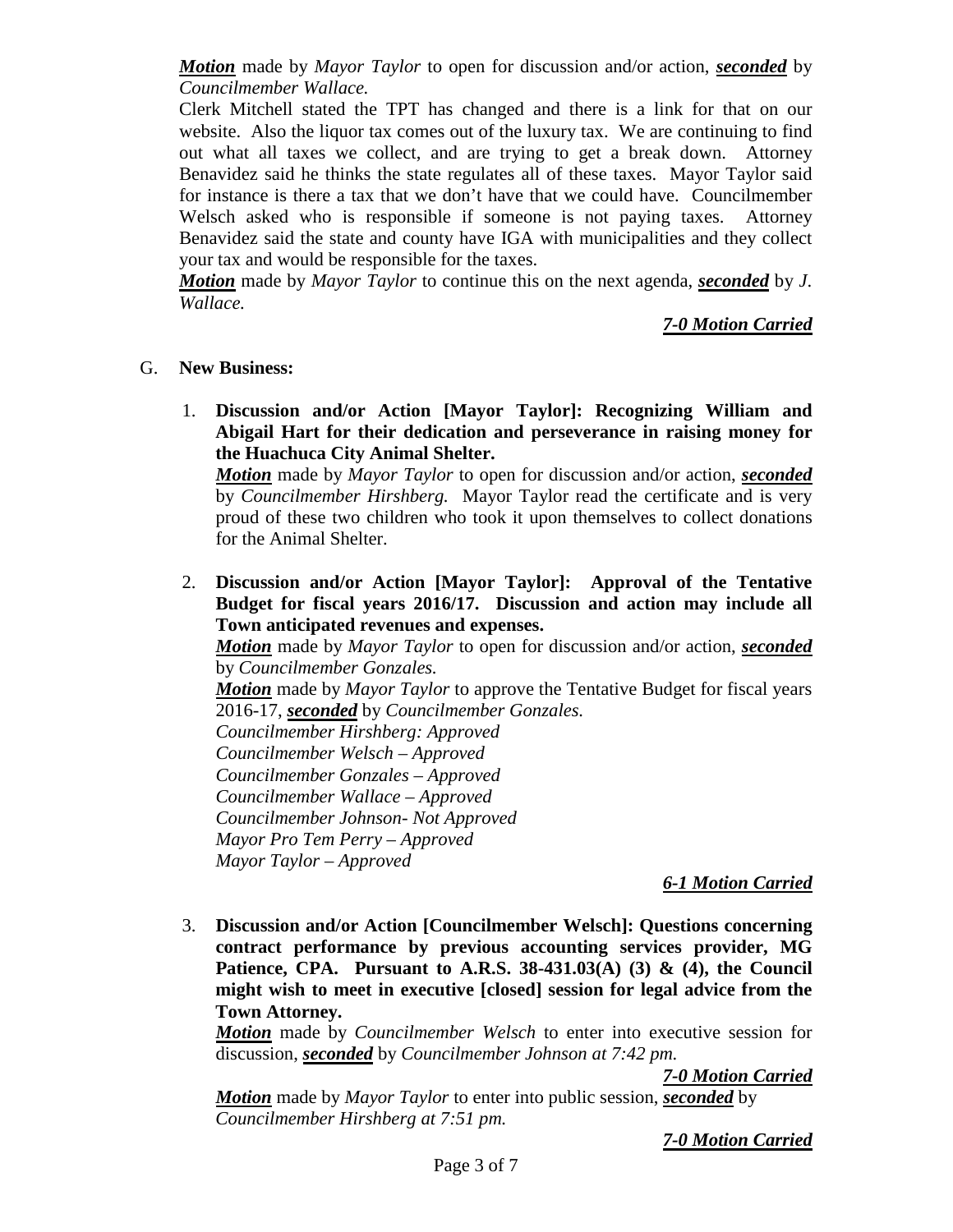***Motion*** made by *Mayor Taylor* to open for discussion and/or action, ***seconded*** by *Councilmember Wallace.*

Clerk Mitchell stated the TPT has changed and there is a link for that on our website. Also the liquor tax comes out of the luxury tax. We are continuing to find out what all taxes we collect, and are trying to get a break down. Attorney Benavidez said he thinks the state regulates all of these taxes. Mayor Taylor said for instance is there a tax that we don't have that we could have. Councilmember Welsch asked who is responsible if someone is not paying taxes. Attorney Benavidez said the state and county have IGA with municipalities and they collect your tax and would be responsible for the taxes.

***Motion*** made by *Mayor Taylor* to continue this on the next agenda, ***seconded*** by *J. Wallace.*

***7-0 Motion Carried***

G. **New Business:**

1. **Discussion and/or Action [Mayor Taylor]: Recognizing William and Abigail Hart for their dedication and perseverance in raising money for the Huachuca City Animal Shelter.**

   ***Motion*** made by *Mayor Taylor* to open for discussion and/or action, ***seconded*** by *Councilmember Hirshberg.* Mayor Taylor read the certificate and is very proud of these two children who took it upon themselves to collect donations for the Animal Shelter.

2. **Discussion and/or Action [Mayor Taylor]: Approval of the Tentative Budget for fiscal years 2016/17. Discussion and action may include all Town anticipated revenues and expenses.**

   ***Motion*** made by *Mayor Taylor* to open for discussion and/or action, ***seconded*** by *Councilmember Gonzales.*

   ***Motion*** made by *Mayor Taylor* to approve the Tentative Budget for fiscal years 2016-17, ***seconded*** by *Councilmember Gonzales.*

   *Councilmember Hirshberg: Approved*
   *Councilmember Welsch – Approved*
   *Councilmember Gonzales – Approved*
   *Councilmember Wallace – Approved*
   *Councilmember Johnson- Not Approved*
   *Mayor Pro Tem Perry – Approved*
   *Mayor Taylor – Approved*

   ***6-1 Motion Carried***

3. **Discussion and/or Action [Councilmember Welsch]: Questions concerning contract performance by previous accounting services provider, MG Patience, CPA. Pursuant to A.R.S. 38-431.03(A) (3) & (4), the Council might wish to meet in executive [closed] session for legal advice from the Town Attorney.**

   ***Motion*** made by *Councilmember Welsch* to enter into executive session for discussion, ***seconded*** by *Councilmember Johnson at 7:42 pm.*

   ***7-0 Motion Carried***

   ***Motion*** made by *Mayor Taylor* to enter into public session, ***seconded*** by *Councilmember Hirshberg at 7:51 pm.*

   ***7-0 Motion Carried***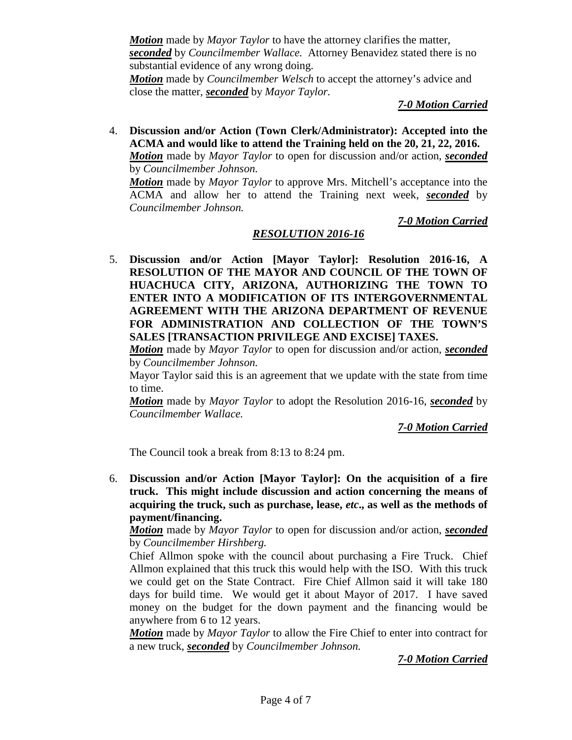***Motion*** made by *Mayor Taylor* to have the attorney clarifies the matter, ***seconded*** by *Councilmember Wallace.* Attorney Benavidez stated there is no substantial evidence of any wrong doing.

***Motion*** made by *Councilmember Welsch* to accept the attorney's advice and close the matter, ***seconded*** by *Mayor Taylor.*

***7-0 Motion Carried***

4. **Discussion and/or Action (Town Clerk/Administrator): Accepted into the ACMA and would like to attend the Training held on the 20, 21, 22, 2016.**

   ***Motion*** made by *Mayor Taylor* to open for discussion and/or action, ***seconded*** by *Councilmember Johnson.*

   ***Motion*** made by *Mayor Taylor* to approve Mrs. Mitchell's acceptance into the ACMA and allow her to attend the Training next week, ***seconded*** by *Councilmember Johnson.*

   ***7-0 Motion Carried***

***RESOLUTION 2016-16***

5. **Discussion and/or Action [Mayor Taylor]: Resolution 2016-16, A RESOLUTION OF THE MAYOR AND COUNCIL OF THE TOWN OF HUACHUCA CITY, ARIZONA, AUTHORIZING THE TOWN TO ENTER INTO A MODIFICATION OF ITS INTERGOVERNMENTAL AGREEMENT WITH THE ARIZONA DEPARTMENT OF REVENUE FOR ADMINISTRATION AND COLLECTION OF THE TOWN'S SALES [TRANSACTION PRIVILEGE AND EXCISE] TAXES.**

   ***Motion*** made by *Mayor Taylor* to open for discussion and/or action, ***seconded*** by *Councilmember Johnson.*

   Mayor Taylor said this is an agreement that we update with the state from time to time.

   ***Motion*** made by *Mayor Taylor* to adopt the Resolution 2016-16, ***seconded*** by *Councilmember Wallace.*

   ***7-0 Motion Carried***

The Council took a break from 8:13 to 8:24 pm.

6. **Discussion and/or Action [Mayor Taylor]: On the acquisition of a fire truck. This might include discussion and action concerning the means of acquiring the truck, such as purchase, lease, *etc*., as well as the methods of payment/financing.**

   ***Motion*** made by *Mayor Taylor* to open for discussion and/or action, ***seconded*** by *Councilmember Hirshberg.*

   Chief Allmon spoke with the council about purchasing a Fire Truck. Chief Allmon explained that this truck this would help with the ISO. With this truck we could get on the State Contract. Fire Chief Allmon said it will take 180 days for build time. We would get it about Mayor of 2017. I have saved money on the budget for the down payment and the financing would be anywhere from 6 to 12 years.

   ***Motion*** made by *Mayor Taylor* to allow the Fire Chief to enter into contract for a new truck, ***seconded*** by *Councilmember Johnson.*

   ***7-0 Motion Carried***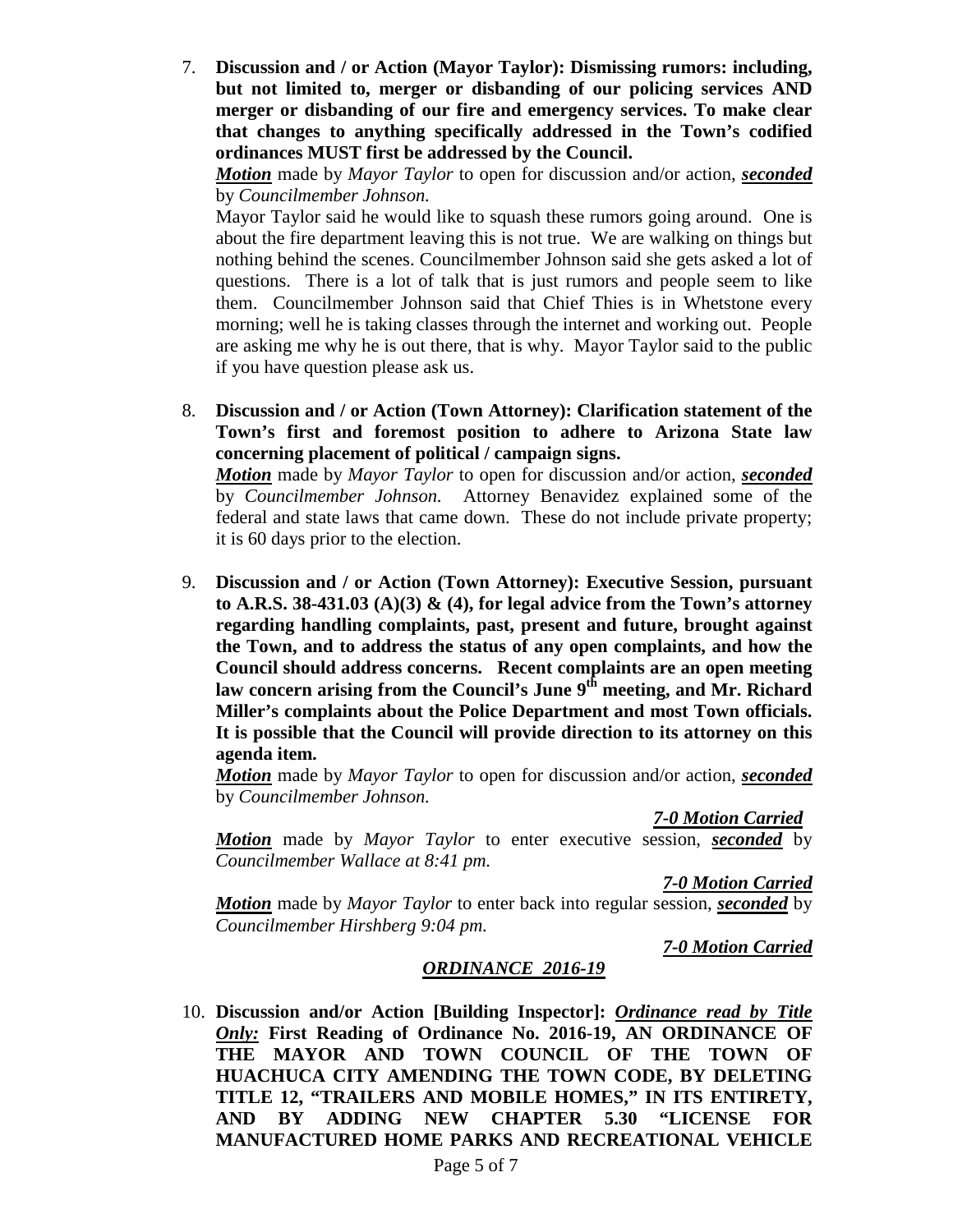7. **Discussion and / or Action (Mayor Taylor): Dismissing rumors: including, but not limited to, merger or disbanding of our policing services AND merger or disbanding of our fire and emergency services. To make clear that changes to anything specifically addressed in the Town's codified ordinances MUST first be addressed by the Council.**

   ***Motion*** made by *Mayor Taylor* to open for discussion and/or action, ***seconded*** by *Councilmember Johnson.*

   Mayor Taylor said he would like to squash these rumors going around. One is about the fire department leaving this is not true. We are walking on things but nothing behind the scenes. Councilmember Johnson said she gets asked a lot of questions. There is a lot of talk that is just rumors and people seem to like them. Councilmember Johnson said that Chief Thies is in Whetstone every morning; well he is taking classes through the internet and working out. People are asking me why he is out there, that is why. Mayor Taylor said to the public if you have question please ask us.

8. **Discussion and / or Action (Town Attorney): Clarification statement of the Town's first and foremost position to adhere to Arizona State law concerning placement of political / campaign signs.**

   ***Motion*** made by *Mayor Taylor* to open for discussion and/or action, ***seconded*** by *Councilmember Johnson.* Attorney Benavidez explained some of the federal and state laws that came down. These do not include private property; it is 60 days prior to the election.

9. **Discussion and / or Action (Town Attorney): Executive Session, pursuant to A.R.S. 38-431.03 (A)(3) & (4), for legal advice from the Town's attorney regarding handling complaints, past, present and future, brought against the Town, and to address the status of any open complaints, and how the Council should address concerns. Recent complaints are an open meeting law concern arising from the Council's June 9th meeting, and Mr. Richard Miller's complaints about the Police Department and most Town officials. It is possible that the Council will provide direction to its attorney on this agenda item.**

   ***Motion*** made by *Mayor Taylor* to open for discussion and/or action, ***seconded*** by *Councilmember Johnson.*

   ***7-0 Motion Carried***

   ***Motion*** made by *Mayor Taylor* to enter executive session, ***seconded*** by *Councilmember Wallace at 8:41 pm.*

   ***7-0 Motion Carried***

   ***Motion*** made by *Mayor Taylor* to enter back into regular session, ***seconded*** by *Councilmember Hirshberg 9:04 pm.*

   ***7-0 Motion Carried***

***ORDINANCE 2016-19***

10. **Discussion and/or Action [Building Inspector]: *Ordinance read by Title Only:* First Reading of Ordinance No. 2016-19, AN ORDINANCE OF THE MAYOR AND TOWN COUNCIL OF THE TOWN OF HUACHUCA CITY AMENDING THE TOWN CODE, BY DELETING TITLE 12, "TRAILERS AND MOBILE HOMES," IN ITS ENTIRETY, AND BY ADDING NEW CHAPTER 5.30 "LICENSE FOR MANUFACTURED HOME PARKS AND RECREATIONAL VEHICLE**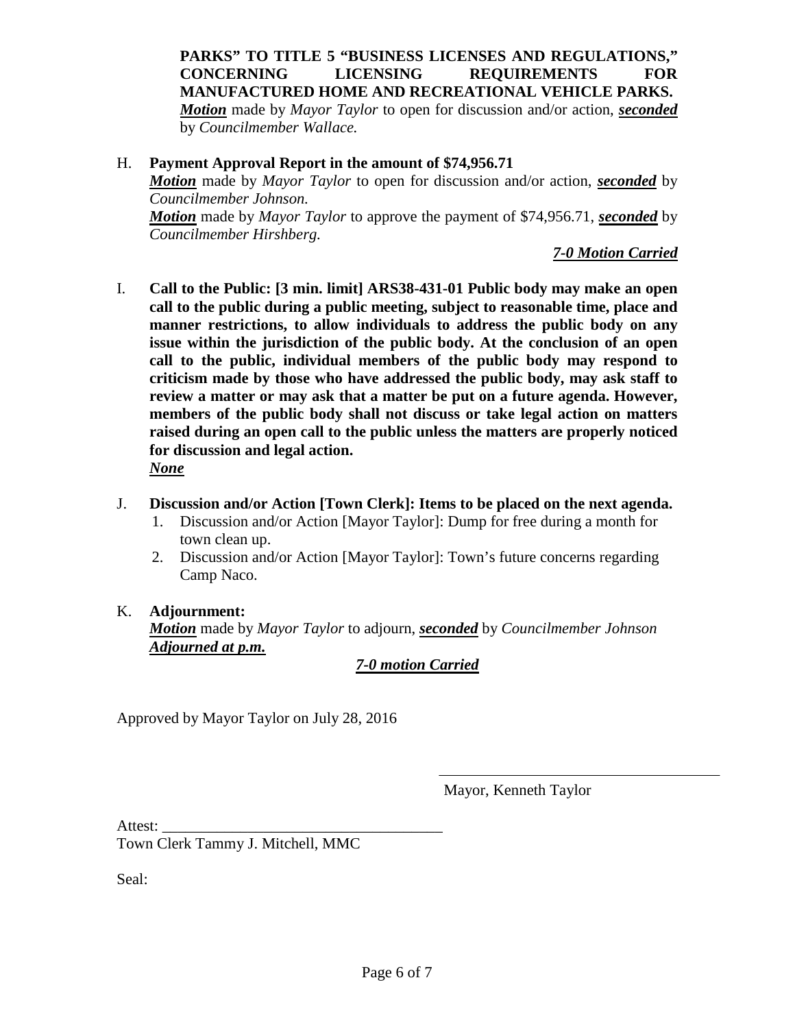**PARKS" TO TITLE 5 "BUSINESS LICENSES AND REGULATIONS," CONCERNING LICENSING REQUIREMENTS FOR MANUFACTURED HOME AND RECREATIONAL VEHICLE PARKS.**
***Motion*** made by *Mayor Taylor* to open for discussion and/or action, ***seconded*** by *Councilmember Wallace.*

H. **Payment Approval Report in the amount of $74,956.71**
***Motion*** made by *Mayor Taylor* to open for discussion and/or action, ***seconded*** by *Councilmember Johnson.*
***Motion*** made by *Mayor Taylor* to approve the payment of $74,956.71, ***seconded*** by *Councilmember Hirshberg.*

***7-0 Motion Carried***

I. **Call to the Public: [3 min. limit] ARS38-431-01 Public body may make an open call to the public during a public meeting, subject to reasonable time, place and manner restrictions, to allow individuals to address the public body on any issue within the jurisdiction of the public body. At the conclusion of an open call to the public, individual members of the public body may respond to criticism made by those who have addressed the public body, may ask staff to review a matter or may ask that a matter be put on a future agenda. However, members of the public body shall not discuss or take legal action on matters raised during an open call to the public unless the matters are properly noticed for discussion and legal action.**
***None***

J. **Discussion and/or Action [Town Clerk]: Items to be placed on the next agenda.**
   1. Discussion and/or Action [Mayor Taylor]: Dump for free during a month for town clean up.
   2. Discussion and/or Action [Mayor Taylor]: Town's future concerns regarding Camp Naco.

K. **Adjournment:**
***Motion*** made by *Mayor Taylor* to adjourn, ***seconded*** by *Councilmember Johnson*
***Adjourned at p.m.***

***7-0 motion Carried***

Approved by Mayor Taylor on July 28, 2016

\_\_\_\_\_\_\_\_\_\_\_\_\_\_\_\_\_\_\_\_\_\_\_\_\_\_\_\_\_\_\_\_\_\_\_\_
Mayor, Kenneth Taylor

Attest: \_\_\_\_\_\_\_\_\_\_\_\_\_\_\_\_\_\_\_\_\_\_\_\_\_\_\_\_\_\_\_\_\_\_\_\_
Town Clerk Tammy J. Mitchell, MMC

Seal: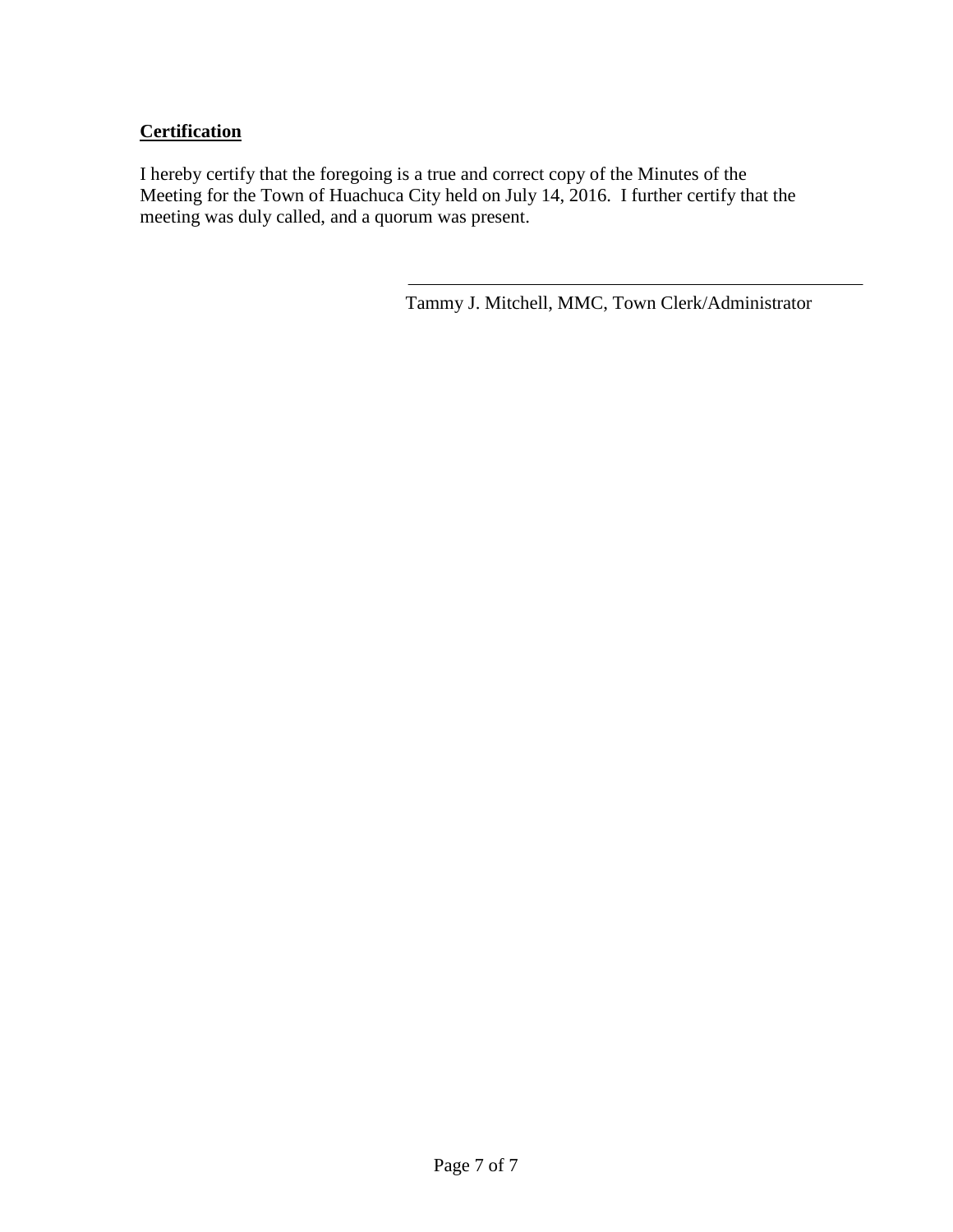**Certification**

I hereby certify that the foregoing is a true and correct copy of the Minutes of the Meeting for the Town of Huachuca City held on July 14, 2016. I further certify that the meeting was duly called, and a quorum was present.

\_\_\_\_\_\_\_\_\_\_\_\_\_\_\_\_\_\_\_\_\_\_\_\_\_\_\_\_\_\_\_\_\_\_\_\_\_\_\_\_\_\_\_\_

Tammy J. Mitchell, MMC, Town Clerk/Administrator